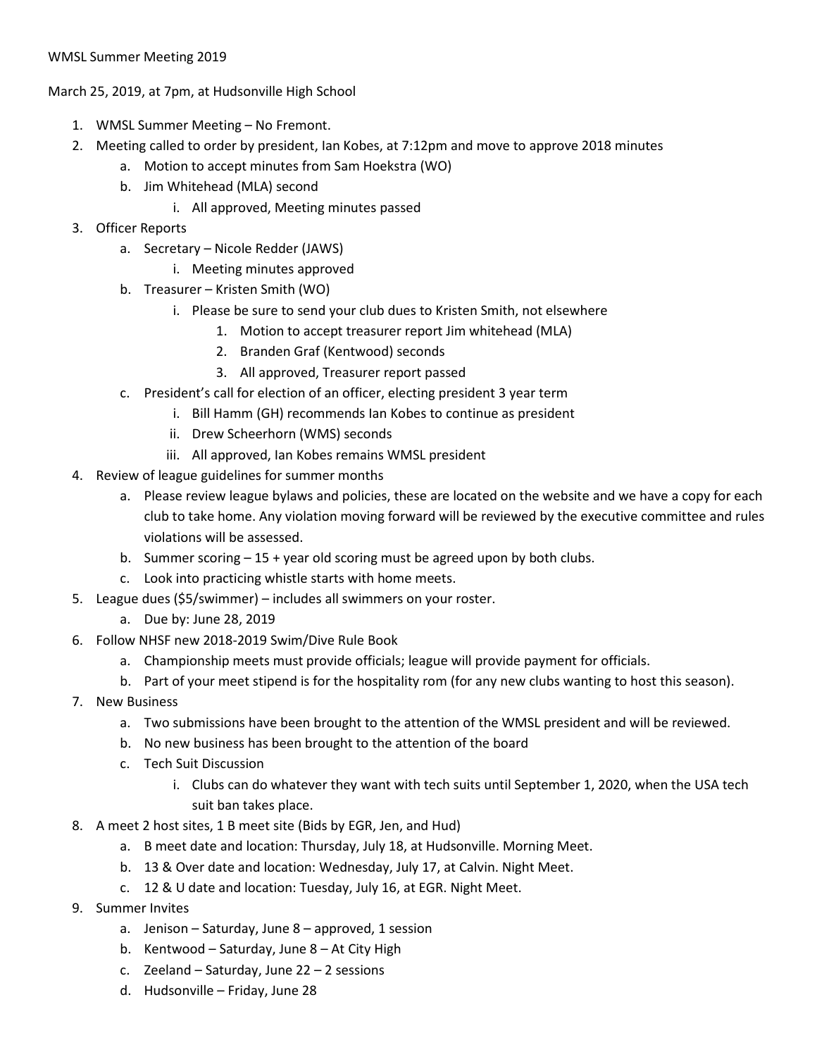WMSL Summer Meeting 2019

March 25, 2019, at 7pm, at Hudsonville High School

1. WMSL Summer Meeting – No Fremont.
2. Meeting called to order by president, Ian Kobes, at 7:12pm and move to approve 2018 minutes
    a. Motion to accept minutes from Sam Hoekstra (WO)
    b. Jim Whitehead (MLA) second
        i. All approved, Meeting minutes passed
3. Officer Reports
    a. Secretary – Nicole Redder (JAWS)
        i. Meeting minutes approved
    b. Treasurer – Kristen Smith (WO)
        i. Please be sure to send your club dues to Kristen Smith, not elsewhere
            1. Motion to accept treasurer report Jim whitehead (MLA)
            2. Branden Graf (Kentwood) seconds
            3. All approved, Treasurer report passed
    c. President's call for election of an officer, electing president 3 year term
        i. Bill Hamm (GH) recommends Ian Kobes to continue as president
        ii. Drew Scheerhorn (WMS) seconds
        iii. All approved, Ian Kobes remains WMSL president
4. Review of league guidelines for summer months
    a. Please review league bylaws and policies, these are located on the website and we have a copy for each club to take home. Any violation moving forward will be reviewed by the executive committee and rules violations will be assessed.
    b. Summer scoring – 15 + year old scoring must be agreed upon by both clubs.
    c. Look into practicing whistle starts with home meets.
5. League dues ($5/swimmer) – includes all swimmers on your roster.
    a. Due by: June 28, 2019
6. Follow NHSF new 2018-2019 Swim/Dive Rule Book
    a. Championship meets must provide officials; league will provide payment for officials.
    b. Part of your meet stipend is for the hospitality rom (for any new clubs wanting to host this season).
7. New Business
    a. Two submissions have been brought to the attention of the WMSL president and will be reviewed.
    b. No new business has been brought to the attention of the board
    c. Tech Suit Discussion
        i. Clubs can do whatever they want with tech suits until September 1, 2020, when the USA tech suit ban takes place.
8. A meet 2 host sites, 1 B meet site (Bids by EGR, Jen, and Hud)
    a. B meet date and location: Thursday, July 18, at Hudsonville. Morning Meet.
    b. 13 & Over date and location: Wednesday, July 17, at Calvin. Night Meet.
    c. 12 & U date and location: Tuesday, July 16, at EGR. Night Meet.
9. Summer Invites
    a. Jenison – Saturday, June 8 – approved, 1 session
    b. Kentwood – Saturday, June 8 – At City High
    c. Zeeland – Saturday, June 22 – 2 sessions
    d. Hudsonville – Friday, June 28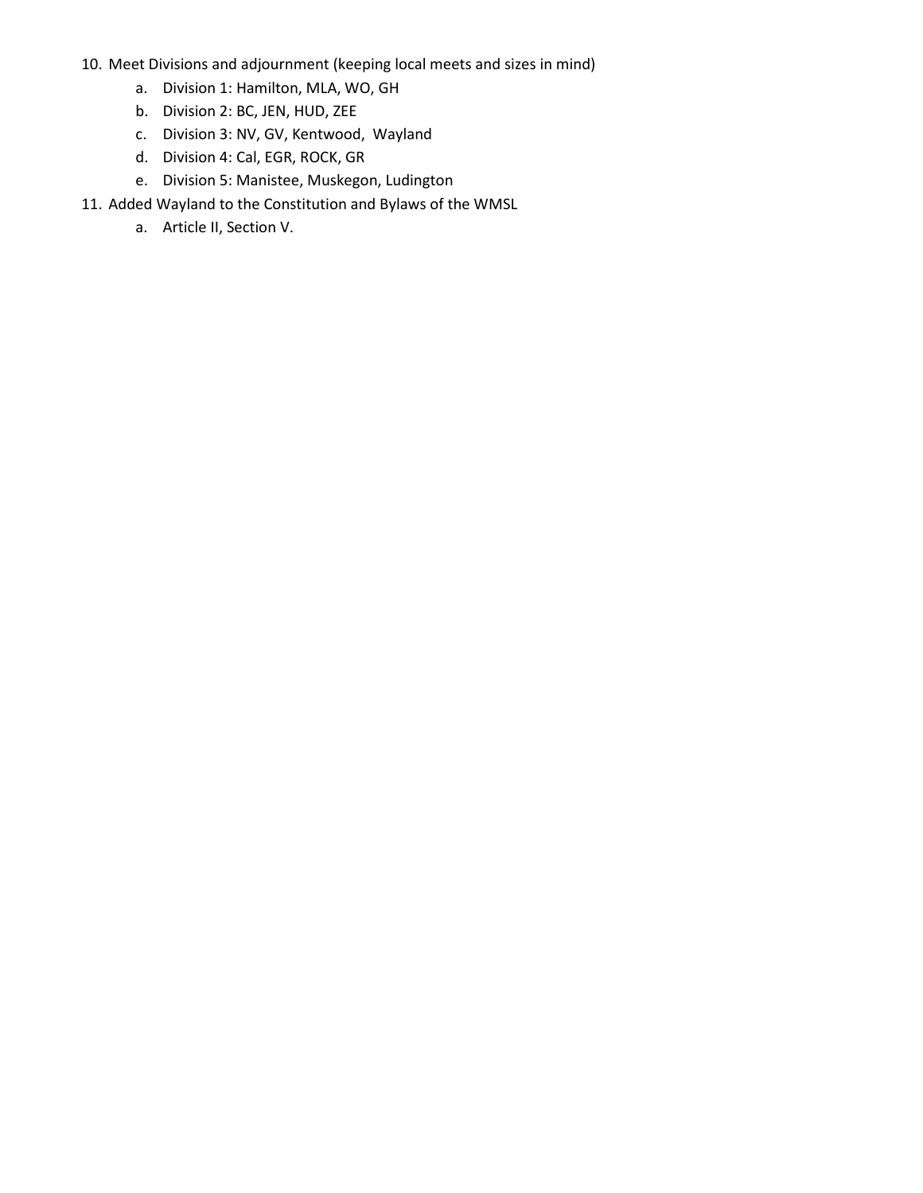10. Meet Divisions and adjournment (keeping local meets and sizes in mind)
    a. Division 1: Hamilton, MLA, WO, GH
    b. Division 2: BC, JEN, HUD, ZEE
    c. Division 3: NV, GV, Kentwood, Wayland
    d. Division 4: Cal, EGR, ROCK, GR
    e. Division 5: Manistee, Muskegon, Ludington
11. Added Wayland to the Constitution and Bylaws of the WMSL
    a. Article II, Section V.